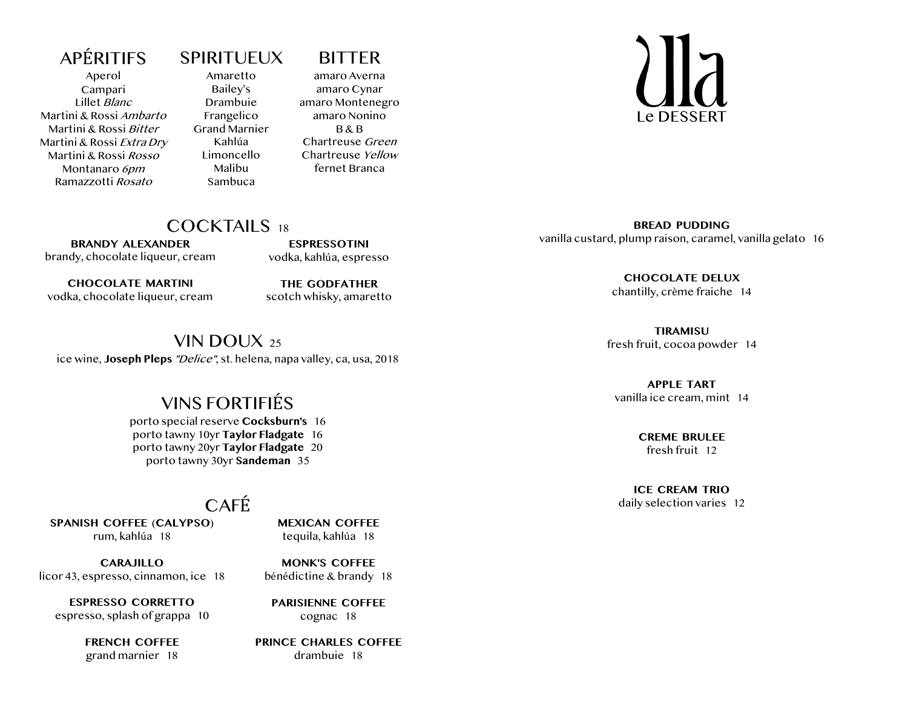# Ula

Le DESSERT

## APÉRITIFS

Aperol
Campari
Lillet *Blanc*
Martini & Rossi *Ambarto*
Martini & Rossi *Bitter*
Martini & Rossi *Extra Dry*
Martini & Rossi *Rosso*
Montanaro *6pm*
Ramazzotti *Rosato*

## SPIRITUEUX

Amaretto
Bailey's
Drambuie
Frangelico
Grand Marnier
Kahlúa
Limoncello
Malibu
Sambuca

## BITTER

amaro Averna
amaro Cynar
amaro Montenegro
amaro Nonino
B & B
Chartreuse *Green*
Chartreuse *Yellow*
fernet Branca

## COCKTAILS 18

**BRANDY ALEXANDER**
brandy, chocolate liqueur, cream

**ESPRESSOTINI**
vodka, kahlúa, espresso

**CHOCOLATE MARTINI**
vodka, chocolate liqueur, cream

**THE GODFATHER**
scotch whisky, amaretto

## VIN DOUX 25

ice wine, **Joseph Pleps** *"Delice"*, st. helena, napa valley, ca, usa, 2018

## VINS FORTIFIÉS

porto special reserve **Cocksburn's** 16
porto tawny 10yr **Taylor Fladgate** 16
porto tawny 20yr **Taylor Fladgate** 20
porto tawny 30yr **Sandeman** 35

## CAFÉ

**SPANISH COFFEE (CALYPSO)**
rum, kahlúa 18

**MEXICAN COFFEE**
tequila, kahlúa 18

**CARAJILLO**
licor 43, espresso, cinnamon, ice 18

**MONK'S COFFEE**
bénédictine & brandy 18

**ESPRESSO CORRETTO**
espresso, splash of grappa 10

**PARISIENNE COFFEE**
cognac 18

**FRENCH COFFEE**
grand marnier 18

**PRINCE CHARLES COFFEE**
drambuie 18

**BREAD PUDDING**
vanilla custard, plump raison, caramel, vanilla gelato 16

**CHOCOLATE DELUX**
chantilly, crème fraiche 14

**TIRAMISU**
fresh fruit, cocoa powder 14

**APPLE TART**
vanilla ice cream, mint 14

**CREME BRULEE**
fresh fruit 12

**ICE CREAM TRIO**
daily selection varies 12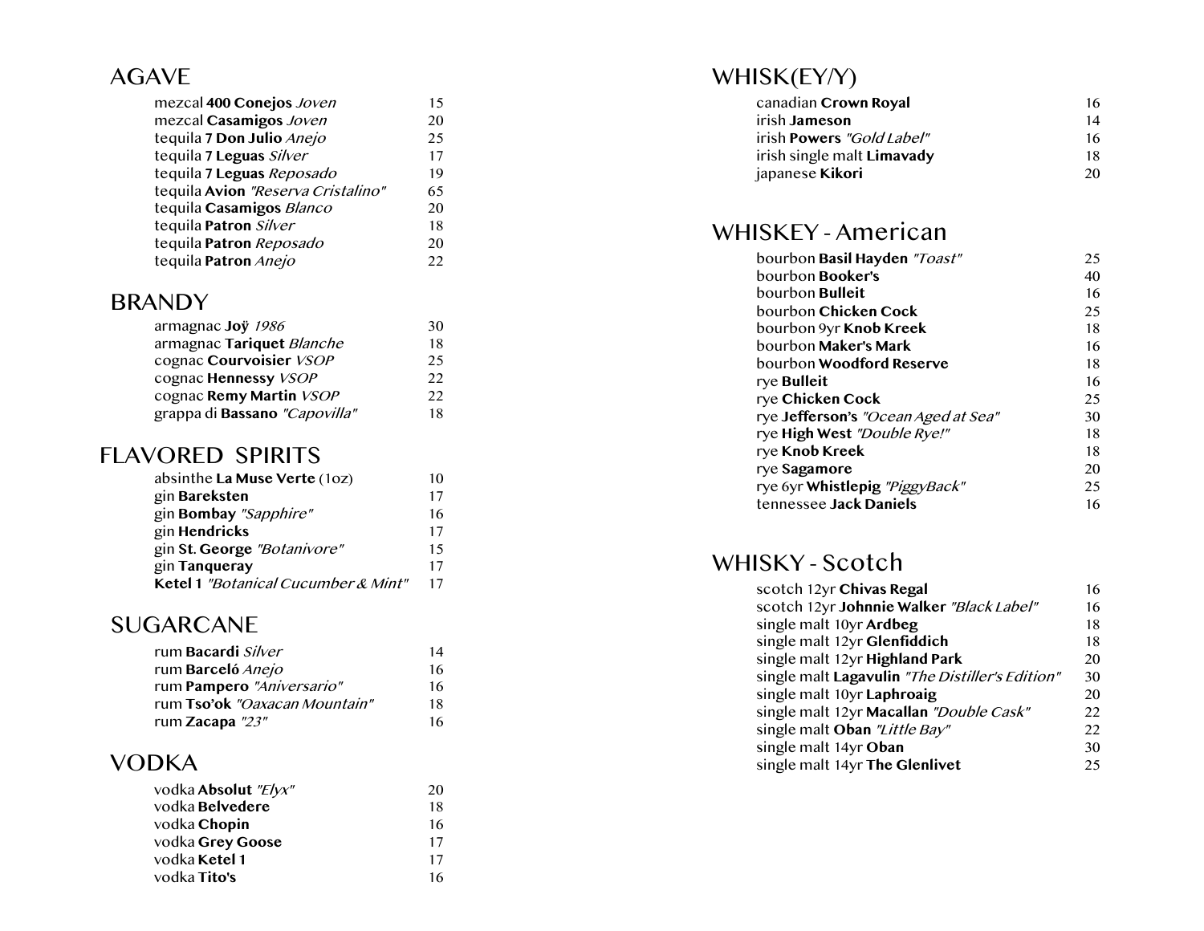## AGAVE

| | |
|---|---|
| mezcal **400 Conejos** *Joven* | 15 |
| mezcal **Casamigos** *Joven* | 20 |
| tequila **7 Don Julio** *Anejo* | 25 |
| tequila **7 Leguas** *Silver* | 17 |
| tequila **7 Leguas** *Reposado* | 19 |
| tequila **Avion** *"Reserva Cristalino"* | 65 |
| tequila **Casamigos** *Blanco* | 20 |
| tequila **Patron** *Silver* | 18 |
| tequila **Patron** *Reposado* | 20 |
| tequila **Patron** *Anejo* | 22 |

## BRANDY

| | |
|---|---|
| armagnac **Joÿ** *1986* | 30 |
| armagnac **Tariquet** *Blanche* | 18 |
| cognac **Courvoisier** *VSOP* | 25 |
| cognac **Hennessy** *VSOP* | 22 |
| cognac **Remy Martin** *VSOP* | 22 |
| grappa di **Bassano** *"Capovilla"* | 18 |

## FLAVORED SPIRITS

| | |
|---|---|
| absinthe **La Muse Verte** (1oz) | 10 |
| gin **Bareksten** | 17 |
| gin **Bombay** *"Sapphire"* | 16 |
| gin **Hendricks** | 17 |
| gin **St. George** *"Botanivore"* | 15 |
| gin **Tanqueray** | 17 |
| **Ketel 1** *"Botanical Cucumber & Mint"* | 17 |

## SUGARCANE

| | |
|---|---|
| rum **Bacardi** *Silver* | 14 |
| rum **Barceló** *Anejo* | 16 |
| rum **Pampero** *"Aniversario"* | 16 |
| rum **Tso'ok** *"Oaxacan Mountain"* | 18 |
| rum **Zacapa** *"23"* | 16 |

## VODKA

| | |
|---|---|
| vodka **Absolut** *"Elyx"* | 20 |
| vodka **Belvedere** | 18 |
| vodka **Chopin** | 16 |
| vodka **Grey Goose** | 17 |
| vodka **Ketel 1** | 17 |
| vodka **Tito's** | 16 |

## WHISK(EY/Y)

| | |
|---|---|
| canadian **Crown Royal** | 16 |
| irish **Jameson** | 14 |
| irish **Powers** *"Gold Label"* | 16 |
| irish single malt **Limavady** | 18 |
| japanese **Kikori** | 20 |

## WHISKEY - American

| | |
|---|---|
| bourbon **Basil Hayden** *"Toast"* | 25 |
| bourbon **Booker's** | 40 |
| bourbon **Bulleit** | 16 |
| bourbon **Chicken Cock** | 25 |
| bourbon 9yr **Knob Kreek** | 18 |
| bourbon **Maker's Mark** | 16 |
| bourbon **Woodford Reserve** | 18 |
| rye **Bulleit** | 16 |
| rye **Chicken Cock** | 25 |
| rye **Jefferson's** *"Ocean Aged at Sea"* | 30 |
| rye **High West** *"Double Rye!"* | 18 |
| rye **Knob Kreek** | 18 |
| rye **Sagamore** | 20 |
| rye 6yr **Whistlepig** *"PiggyBack"* | 25 |
| tennessee **Jack Daniels** | 16 |

## WHISKY - Scotch

| | |
|---|---|
| scotch 12yr **Chivas Regal** | 16 |
| scotch 12yr **Johnnie Walker** *"Black Label"* | 16 |
| single malt 10yr **Ardbeg** | 18 |
| single malt 12yr **Glenfiddich** | 18 |
| single malt 12yr **Highland Park** | 20 |
| single malt **Lagavulin** *"The Distiller's Edition"* | 30 |
| single malt 10yr **Laphroaig** | 20 |
| single malt 12yr **Macallan** *"Double Cask"* | 22 |
| single malt **Oban** *"Little Bay"* | 22 |
| single malt 14yr **Oban** | 30 |
| single malt 14yr **The Glenlivet** | 25 |